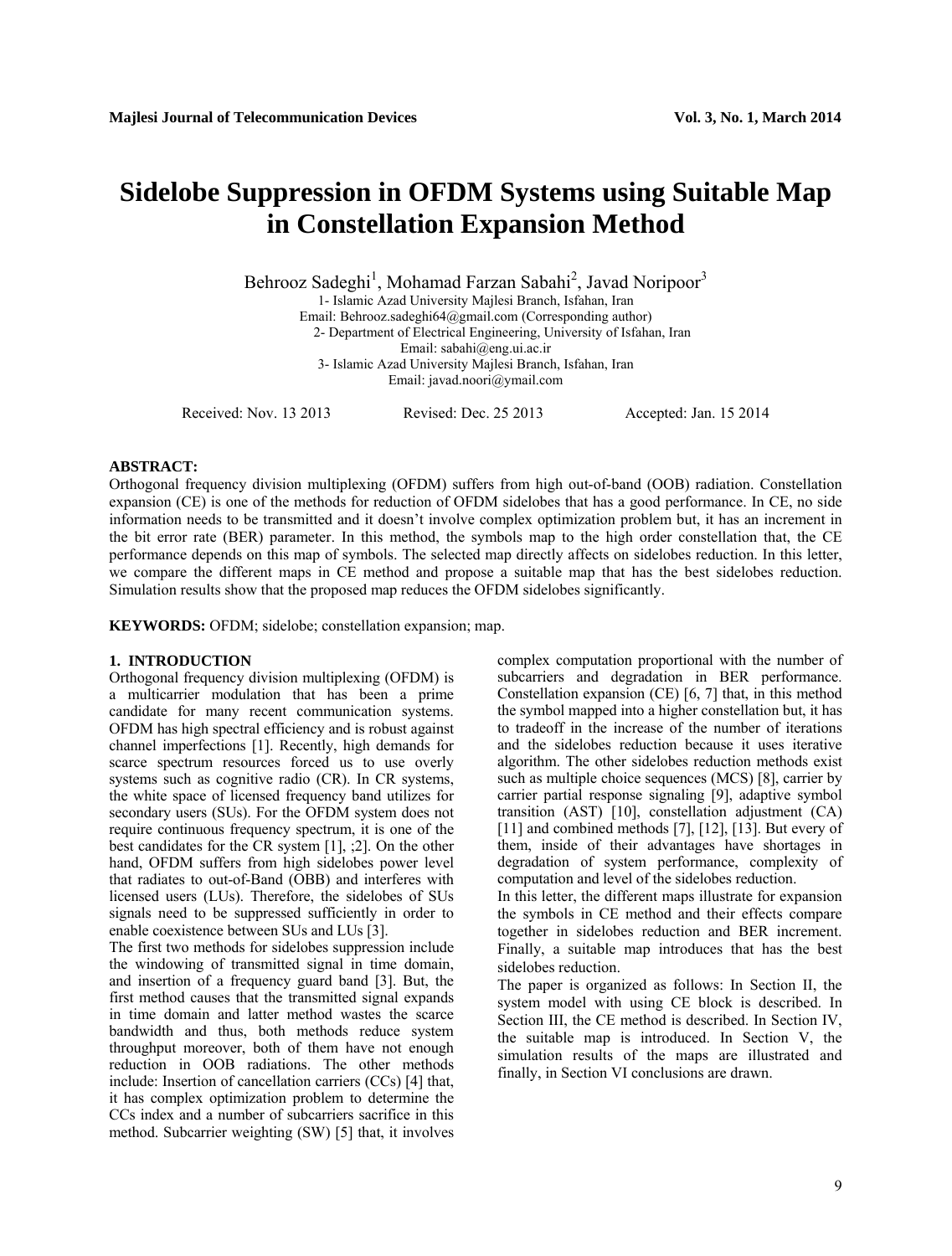# Sidelobe Suppression in OFDM Systems using Suitable Map in Constellation Expansion Method

Behrooz Sadeghi[1], Mohamad Farzan Sabahi[2], Javad Noripoor[3]

1- Islamic Azad University Majlesi Branch, Isfahan, Iran
Email: Behrooz.sadeghi64@gmail.com (Corresponding author)
2- Department of Electrical Engineering, University of Isfahan, Iran
Email: sabahi@eng.ui.ac.ir
3- Islamic Azad University Majlesi Branch, Isfahan, Iran
Email: javad.noori@ymail.com

Received: Nov. 13 2013 Revised: Dec. 25 2013 Accepted: Jan. 15 2014

**ABSTRACT:**
Orthogonal frequency division multiplexing (OFDM) suffers from high out-of-band (OOB) radiation. Constellation expansion (CE) is one of the methods for reduction of OFDM sidelobes that has a good performance. In CE, no side information needs to be transmitted and it doesn't involve complex optimization problem but, it has an increment in the bit error rate (BER) parameter. In this method, the symbols map to the high order constellation that, the CE performance depends on this map of symbols. The selected map directly affects on sidelobes reduction. In this letter, we compare the different maps in CE method and propose a suitable map that has the best sidelobes reduction. Simulation results show that the proposed map reduces the OFDM sidelobes significantly.

**KEYWORDS:** OFDM; sidelobe; constellation expansion; map.

## 1. INTRODUCTION

Orthogonal frequency division multiplexing (OFDM) is a multicarrier modulation that has been a prime candidate for many recent communication systems. OFDM has high spectral efficiency and is robust against channel imperfections [1]. Recently, high demands for scarce spectrum resources forced us to use overly systems such as cognitive radio (CR). In CR systems, the white space of licensed frequency band utilizes for secondary users (SUs). For the OFDM system does not require continuous frequency spectrum, it is one of the best candidates for the CR system [1], ;2]. On the other hand, OFDM suffers from high sidelobes power level that radiates to out-of-Band (OBB) and interferes with licensed users (LUs). Therefore, the sidelobes of SUs signals need to be suppressed sufficiently in order to enable coexistence between SUs and LUs [3].

The first two methods for sidelobes suppression include the windowing of transmitted signal in time domain, and insertion of a frequency guard band [3]. But, the first method causes that the transmitted signal expands in time domain and latter method wastes the scarce bandwidth and thus, both methods reduce system throughput moreover, both of them have not enough reduction in OOB radiations. The other methods include: Insertion of cancellation carriers (CCs) [4] that, it has complex optimization problem to determine the CCs index and a number of subcarriers sacrifice in this method. Subcarrier weighting (SW) [5] that, it involves complex computation proportional with the number of subcarriers and degradation in BER performance. Constellation expansion (CE) [6, 7] that, in this method the symbol mapped into a higher constellation but, it has to tradeoff in the increase of the number of iterations and the sidelobes reduction because it uses iterative algorithm. The other sidelobes reduction methods exist such as multiple choice sequences (MCS) [8], carrier by carrier partial response signaling [9], adaptive symbol transition (AST) [10], constellation adjustment (CA) [11] and combined methods [7], [12], [13]. But every of them, inside of their advantages have shortages in degradation of system performance, complexity of computation and level of the sidelobes reduction.

In this letter, the different maps illustrate for expansion the symbols in CE method and their effects compare together in sidelobes reduction and BER increment. Finally, a suitable map introduces that has the best sidelobes reduction.

The paper is organized as follows: In Section II, the system model with using CE block is described. In Section III, the CE method is described. In Section IV, the suitable map is introduced. In Section V, the simulation results of the maps are illustrated and finally, in Section VI conclusions are drawn.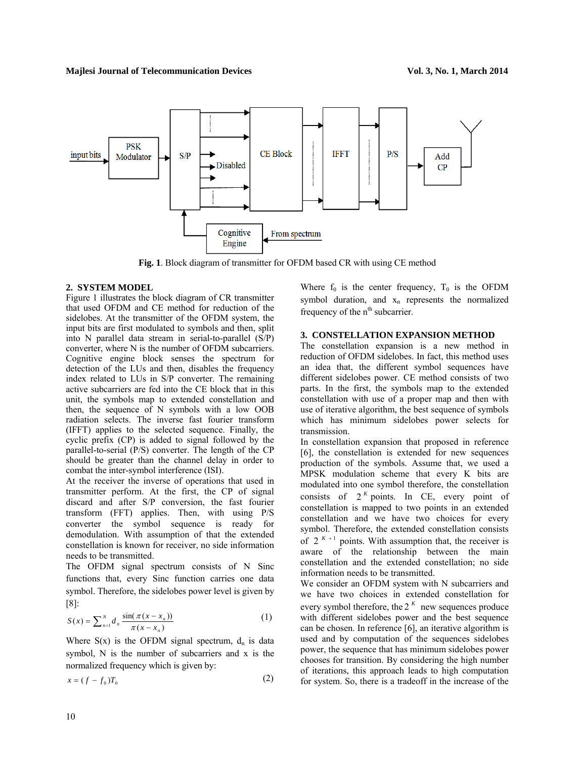Fig. 1. Block diagram of transmitter for OFDM based CR with using CE method

## 2. SYSTEM MODEL

Figure 1 illustrates the block diagram of CR transmitter that used OFDM and CE method for reduction of the sidelobes. At the transmitter of the OFDM system, the input bits are first modulated to symbols and then, split into N parallel data stream in serial-to-parallel (S/P) converter, where N is the number of OFDM subcarriers. Cognitive engine block senses the spectrum for detection of the LUs and then, disables the frequency index related to LUs in S/P converter. The remaining active subcarriers are fed into the CE block that in this unit, the symbols map to extended constellation and then, the sequence of N symbols with a low OOB radiation selects. The inverse fast fourier transform (IFFT) applies to the selected sequence. Finally, the cyclic prefix (CP) is added to signal followed by the parallel-to-serial (P/S) converter. The length of the CP should be greater than the channel delay in order to combat the inter-symbol interference (ISI).

At the receiver the inverse of operations that used in transmitter perform. At the first, the CP of signal discard and after S/P conversion, the fast fourier transform (FFT) applies. Then, with using P/S converter the symbol sequence is ready for demodulation. With assumption of that the extended constellation is known for receiver, no side information needs to be transmitted.

The OFDM signal spectrum consists of N Sinc functions that, every Sinc function carries one data symbol. Therefore, the sidelobes power level is given by [8]:

$$S(x) = \sum_{n=1}^{N} d_n \frac{\sin(\pi(x - x_n))}{\pi(x - x_n)} \tag{1}$$

Where S(x) is the OFDM signal spectrum, $d_n$ is data symbol, N is the number of subcarriers and x is the normalized frequency which is given by:

$$x = (f - f_0)T_0 \tag{2}$$

Where $f_0$ is the center frequency, $T_0$ is the OFDM symbol duration, and $x_n$ represents the normalized frequency of the $n^{th}$ subcarrier.

## 3. CONSTELLATION EXPANSION METHOD

The constellation expansion is a new method in reduction of OFDM sidelobes. In fact, this method uses an idea that, the different symbol sequences have different sidelobes power. CE method consists of two parts. In the first, the symbols map to the extended constellation with use of a proper map and then with use of iterative algorithm, the best sequence of symbols which has minimum sidelobes power selects for transmission.

In constellation expansion that proposed in reference [6], the constellation is extended for new sequences production of the symbols. Assume that, we used a MPSK modulation scheme that every K bits are modulated into one symbol therefore, the constellation consists of $2^K$ points. In CE, every point of constellation is mapped to two points in an extended constellation and we have two choices for every symbol. Therefore, the extended constellation consists of $2^{K+1}$ points. With assumption that, the receiver is aware of the relationship between the main constellation and the extended constellation; no side information needs to be transmitted.

We consider an OFDM system with N subcarriers and we have two choices in extended constellation for every symbol therefore, the $2^K$ new sequences produce with different sidelobes power and the best sequence can be chosen. In reference [6], an iterative algorithm is used and by computation of the sequences sidelobes power, the sequence that has minimum sidelobes power chooses for transition. By considering the high number of iterations, this approach leads to high computation for system. So, there is a tradeoff in the increase of the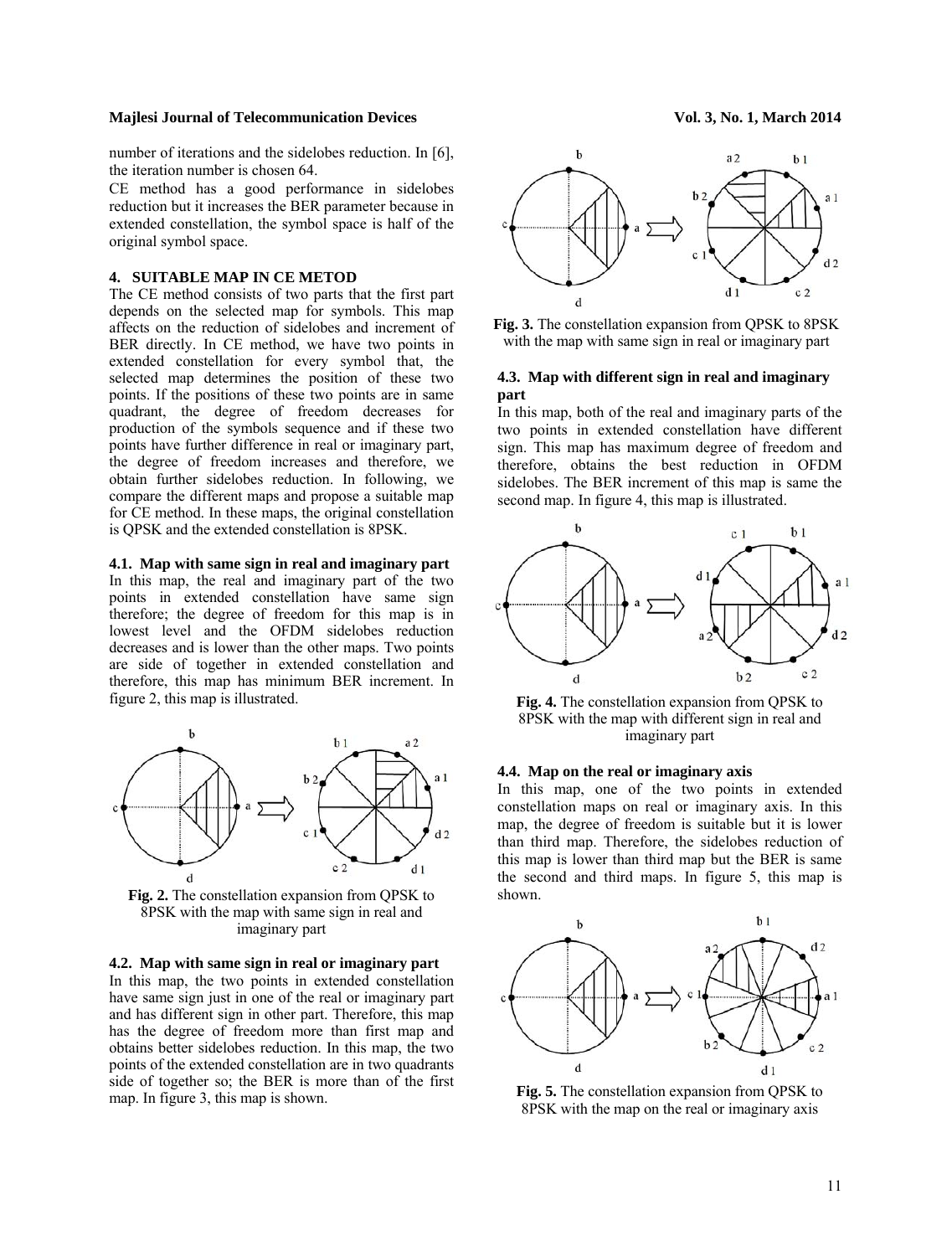number of iterations and the sidelobes reduction. In [6], the iteration number is chosen 64.

CE method has a good performance in sidelobes reduction but it increases the BER parameter because in extended constellation, the symbol space is half of the original symbol space.

## 4. SUITABLE MAP IN CE METOD

The CE method consists of two parts that the first part depends on the selected map for symbols. This map affects on the reduction of sidelobes and increment of BER directly. In CE method, we have two points in extended constellation for every symbol that, the selected map determines the position of these two points. If the positions of these two points are in same quadrant, the degree of freedom decreases for production of the symbols sequence and if these two points have further difference in real or imaginary part, the degree of freedom increases and therefore, we obtain further sidelobes reduction. In following, we compare the different maps and propose a suitable map for CE method. In these maps, the original constellation is QPSK and the extended constellation is 8PSK.

### 4.1. Map with same sign in real and imaginary part

In this map, the real and imaginary part of the two points in extended constellation have same sign therefore; the degree of freedom for this map is in lowest level and the OFDM sidelobes reduction decreases and is lower than the other maps. Two points are side of together in extended constellation and therefore, this map has minimum BER increment. In figure 2, this map is illustrated.

**Fig. 2.** The constellation expansion from QPSK to 8PSK with the map with same sign in real and imaginary part

### 4.2. Map with same sign in real or imaginary part

In this map, the two points in extended constellation have same sign just in one of the real or imaginary part and has different sign in other part. Therefore, this map has the degree of freedom more than first map and obtains better sidelobes reduction. In this map, the two points of the extended constellation are in two quadrants side of together so; the BER is more than of the first map. In figure 3, this map is shown.

**Fig. 3.** The constellation expansion from QPSK to 8PSK with the map with same sign in real or imaginary part

### 4.3. Map with different sign in real and imaginary part

In this map, both of the real and imaginary parts of the two points in extended constellation have different sign. This map has maximum degree of freedom and therefore, obtains the best reduction in OFDM sidelobes. The BER increment of this map is same the second map. In figure 4, this map is illustrated.

**Fig. 4.** The constellation expansion from QPSK to 8PSK with the map with different sign in real and imaginary part

### 4.4. Map on the real or imaginary axis

In this map, one of the two points in extended constellation maps on real or imaginary axis. In this map, the degree of freedom is suitable but it is lower than third map. Therefore, the sidelobes reduction of this map is lower than third map but the BER is same the second and third maps. In figure 5, this map is shown.

**Fig. 5.** The constellation expansion from QPSK to 8PSK with the map on the real or imaginary axis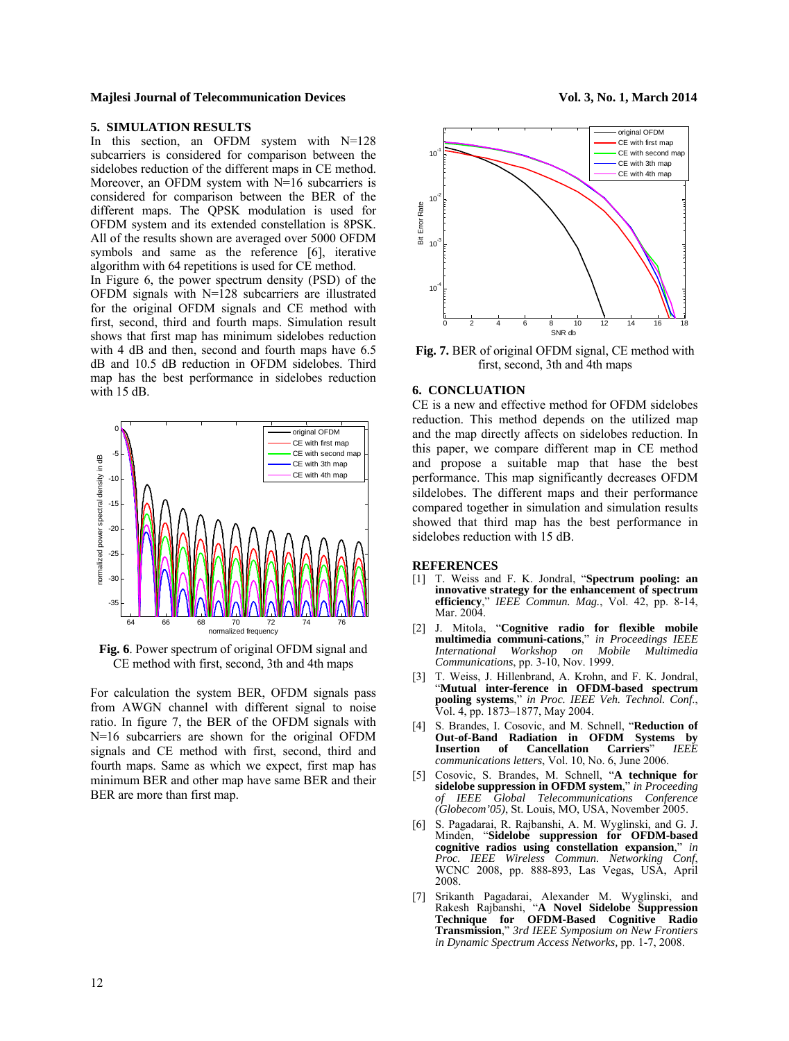## 5. SIMULATION RESULTS

In this section, an OFDM system with N=128 subcarriers is considered for comparison between the sidelobes reduction of the different maps in CE method. Moreover, an OFDM system with N=16 subcarriers is considered for comparison between the BER of the different maps. The QPSK modulation is used for OFDM system and its extended constellation is 8PSK. All of the results shown are averaged over 5000 OFDM symbols and same as the reference [6], iterative algorithm with 64 repetitions is used for CE method.

In Figure 6, the power spectrum density (PSD) of the OFDM signals with N=128 subcarriers are illustrated for the original OFDM signals and CE method with first, second, third and fourth maps. Simulation result shows that first map has minimum sidelobes reduction with 4 dB and then, second and fourth maps have 6.5 dB and 10.5 dB reduction in OFDM sidelobes. Third map has the best performance in sidelobes reduction with 15 dB.

**Fig. 6**. Power spectrum of original OFDM signal and CE method with first, second, 3th and 4th maps

For calculation the system BER, OFDM signals pass from AWGN channel with different signal to noise ratio. In figure 7, the BER of the OFDM signals with N=16 subcarriers are shown for the original OFDM signals and CE method with first, second, third and fourth maps. Same as which we expect, first map has minimum BER and other map have same BER and their BER are more than first map.

**Fig. 7.** BER of original OFDM signal, CE method with first, second, 3th and 4th maps

## 6. CONCLUATION

CE is a new and effective method for OFDM sidelobes reduction. This method depends on the utilized map and the map directly affects on sidelobes reduction. In this paper, we compare different map in CE method and propose a suitable map that hase the best performance. This map significantly decreases OFDM sildelobes. The different maps and their performance compared together in simulation and simulation results showed that third map has the best performance in sidelobes reduction with 15 dB.

## REFERENCES

[1] T. Weiss and F. K. Jondral, "**Spectrum pooling: an innovative strategy for the enhancement of spectrum efficiency**," *IEEE Commun. Mag.*, Vol. 42, pp. 8-14, Mar. 2004.

[2] J. Mitola, "**Cognitive radio for flexible mobile multimedia communi-cations**," *in Proceedings IEEE International Workshop on Mobile Multimedia Communications*, pp. 3-10, Nov. 1999.

[3] T. Weiss, J. Hillenbrand, A. Krohn, and F. K. Jondral, "**Mutual inter-ference in OFDM-based spectrum pooling systems**," *in Proc. IEEE Veh. Technol. Conf.*, Vol. 4, pp. 1873–1877, May 2004.

[4] S. Brandes, I. Cosovic, and M. Schnell, "**Reduction of Out-of-Band Radiation in OFDM Systems by Insertion of Cancellation Carriers**" *IEEE communications letters*, Vol. 10, No. 6, June 2006.

[5] Cosovic, S. Brandes, M. Schnell, "**A technique for sidelobe suppression in OFDM system**," *in Proceeding of IEEE Global Telecommunications Conference (Globecom'05)*, St. Louis, MO, USA, November 2005.

[6] S. Pagadarai, R. Rajbanshi, A. M. Wyglinski, and G. J. Minden, "**Sidelobe suppression for OFDM-based cognitive radios using constellation expansion**," *in Proc. IEEE Wireless Commun. Networking Conf*, WCNC 2008, pp. 888-893, Las Vegas, USA, April 2008.

[7] Srikanth Pagadarai, Alexander M. Wyglinski, and Rakesh Rajbanshi, "**A Novel Sidelobe Suppression Technique for OFDM-Based Cognitive Radio Transmission**," *3rd IEEE Symposium on New Frontiers in Dynamic Spectrum Access Networks,* pp. 1-7, 2008.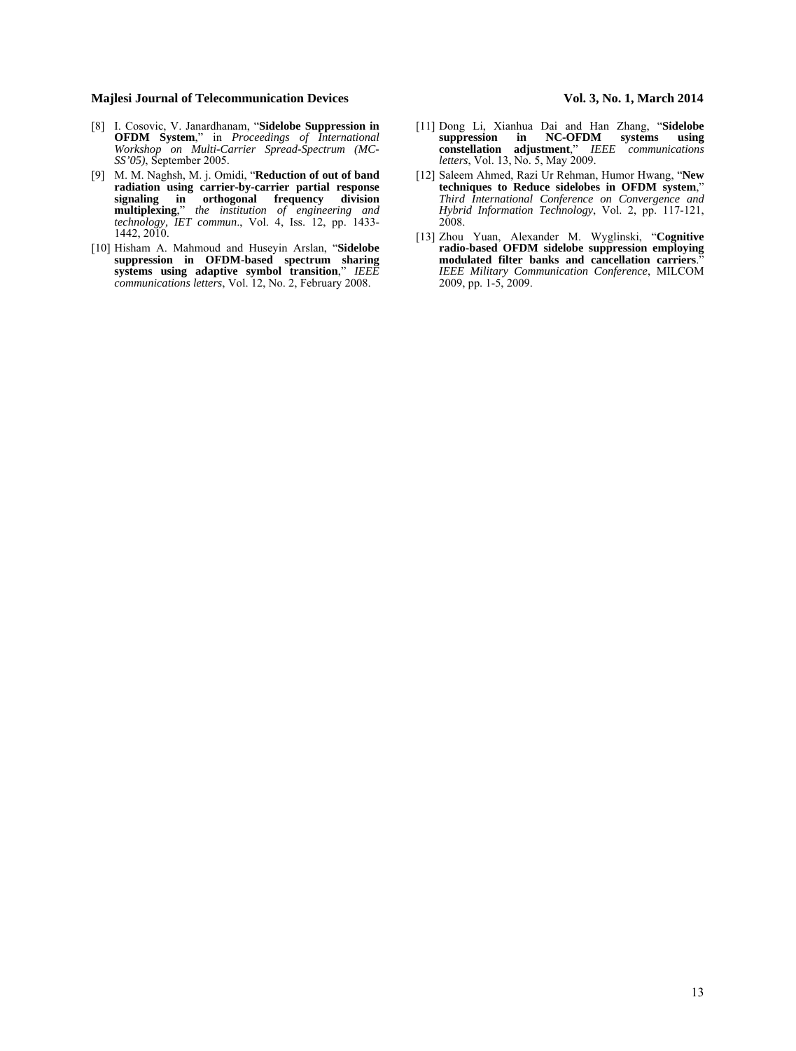[8] I. Cosovic, V. Janardhanam, "**Sidelobe Suppression in OFDM System**," in *Proceedings of International Workshop on Multi-Carrier Spread-Spectrum (MC-SS'05)*, September 2005.

[9] M. M. Naghsh, M. j. Omidi, "**Reduction of out of band radiation using carrier-by-carrier partial response signaling in orthogonal frequency division multiplexing**," *the institution of engineering and technology, IET commun*., Vol. 4, Iss. 12, pp. 1433-1442, 2010.

[10] Hisham A. Mahmoud and Huseyin Arslan, "**Sidelobe suppression in OFDM-based spectrum sharing systems using adaptive symbol transition**," *IEEE communications letters*, Vol. 12, No. 2, February 2008.

[11] Dong Li, Xianhua Dai and Han Zhang, "**Sidelobe suppression in NC-OFDM systems using constellation adjustment**," *IEEE communications letters*, Vol. 13, No. 5, May 2009.

[12] Saleem Ahmed, Razi Ur Rehman, Humor Hwang, "**New techniques to Reduce sidelobes in OFDM system**," *Third International Conference on Convergence and Hybrid Information Technology*, Vol. 2, pp. 117-121, 2008.

[13] Zhou Yuan, Alexander M. Wyglinski, "**Cognitive radio-based OFDM sidelobe suppression employing modulated filter banks and cancellation carriers**." *IEEE Military Communication Conference*, MILCOM 2009, pp. 1-5, 2009.